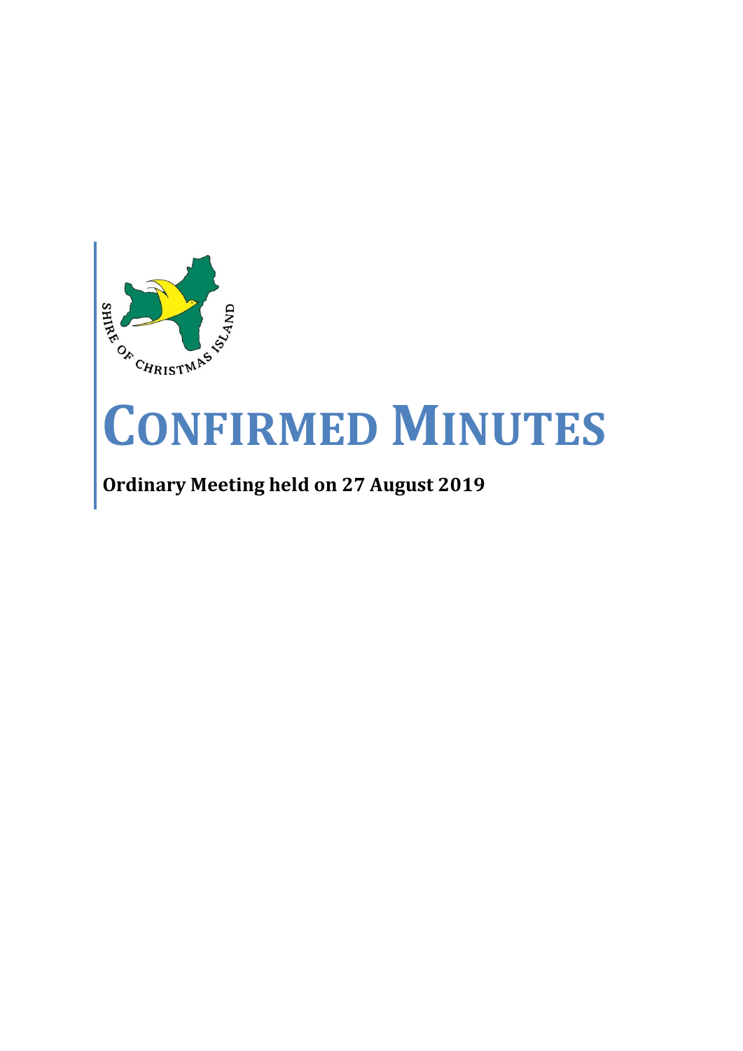# CONFIRMED MINUTES

**Ordinary Meeting held on 27 August 2019**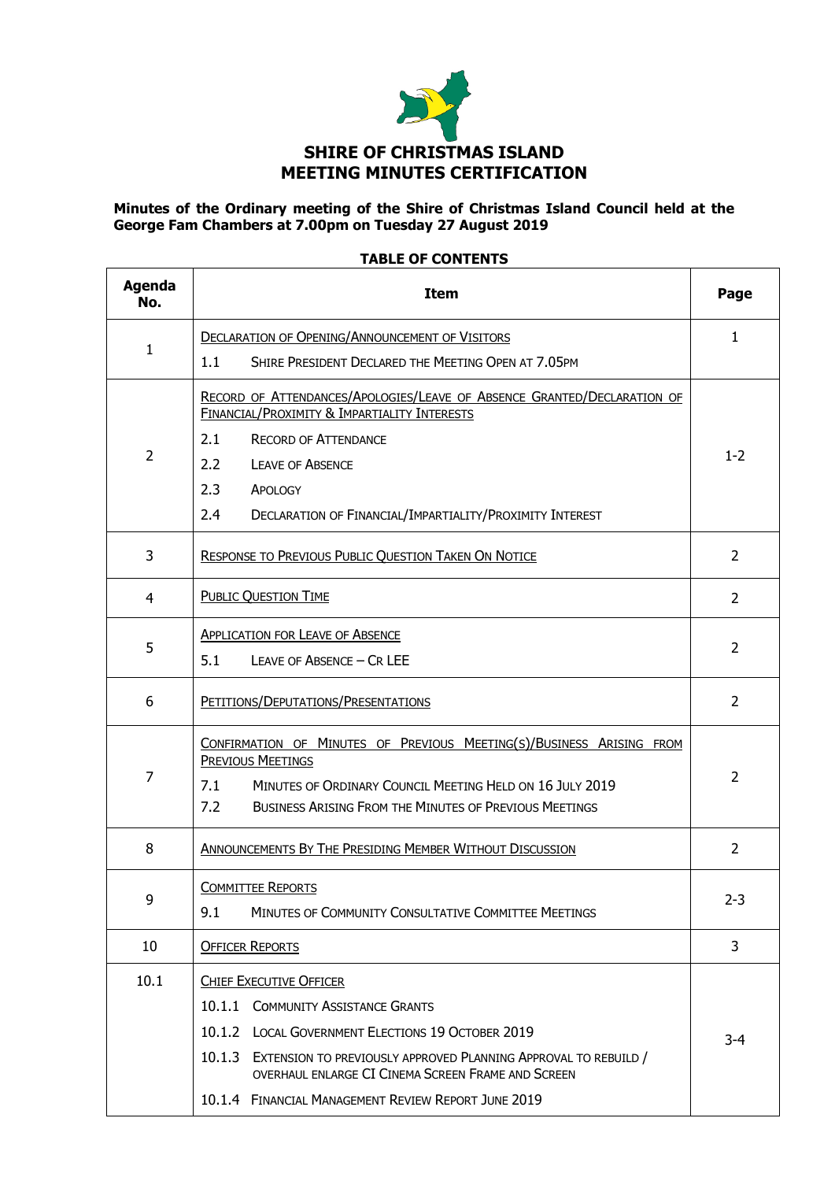# SHIRE OF CHRISTMAS ISLAND
# MEETING MINUTES CERTIFICATION

**Minutes of the Ordinary meeting of the Shire of Christmas Island Council held at the George Fam Chambers at 7.00pm on Tuesday 27 August 2019**

**TABLE OF CONTENTS**

| Agenda No. | Item | Page |
|---|---|---|
| 1 | DECLARATION OF OPENING/ANNOUNCEMENT OF VISITORS<br>1.1 SHIRE PRESIDENT DECLARED THE MEETING OPEN AT 7.05PM | 1 |
| 2 | RECORD OF ATTENDANCES/APOLOGIES/LEAVE OF ABSENCE GRANTED/DECLARATION OF FINANCIAL/PROXIMITY & IMPARTIALITY INTERESTS<br>2.1 RECORD OF ATTENDANCE<br>2.2 LEAVE OF ABSENCE<br>2.3 APOLOGY<br>2.4 DECLARATION OF FINANCIAL/IMPARTIALITY/PROXIMITY INTEREST | 1-2 |
| 3 | RESPONSE TO PREVIOUS PUBLIC QUESTION TAKEN ON NOTICE | 2 |
| 4 | PUBLIC QUESTION TIME | 2 |
| 5 | APPLICATION FOR LEAVE OF ABSENCE<br>5.1 LEAVE OF ABSENCE – CR LEE | 2 |
| 6 | PETITIONS/DEPUTATIONS/PRESENTATIONS | 2 |
| 7 | CONFIRMATION OF MINUTES OF PREVIOUS MEETING(S)/BUSINESS ARISING FROM PREVIOUS MEETINGS<br>7.1 MINUTES OF ORDINARY COUNCIL MEETING HELD ON 16 JULY 2019<br>7.2 BUSINESS ARISING FROM THE MINUTES OF PREVIOUS MEETINGS | 2 |
| 8 | ANNOUNCEMENTS BY THE PRESIDING MEMBER WITHOUT DISCUSSION | 2 |
| 9 | COMMITTEE REPORTS<br>9.1 MINUTES OF COMMUNITY CONSULTATIVE COMMITTEE MEETINGS | 2-3 |
| 10 | OFFICER REPORTS | 3 |
| 10.1 | CHIEF EXECUTIVE OFFICER<br>10.1.1 COMMUNITY ASSISTANCE GRANTS<br>10.1.2 LOCAL GOVERNMENT ELECTIONS 19 OCTOBER 2019<br>10.1.3 EXTENSION TO PREVIOUSLY APPROVED PLANNING APPROVAL TO REBUILD / OVERHAUL ENLARGE CI CINEMA SCREEN FRAME AND SCREEN<br>10.1.4 FINANCIAL MANAGEMENT REVIEW REPORT JUNE 2019 | 3-4 |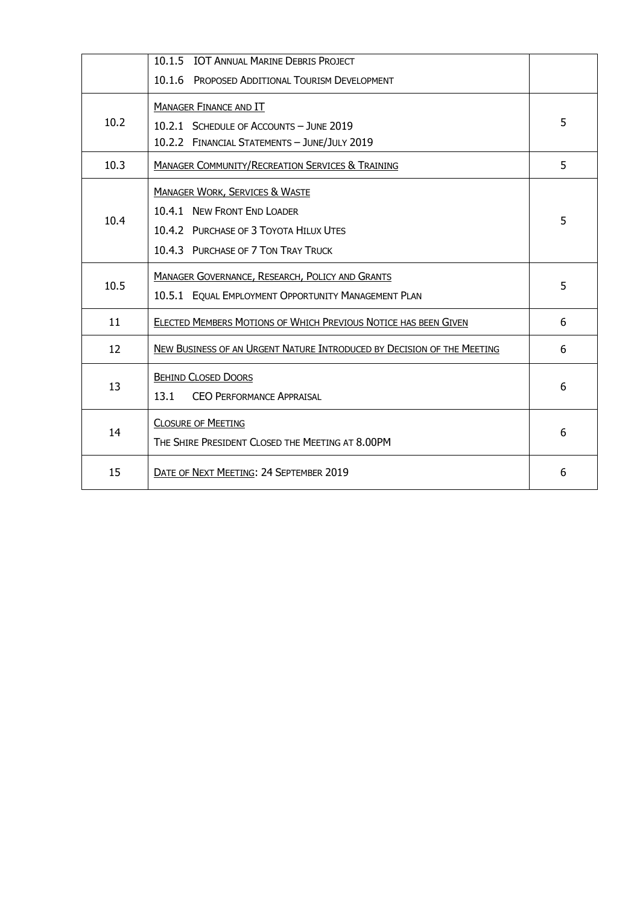|  |  |  |
| --- | --- | --- |
|  | 10.1.5 IOT ANNUAL MARINE DEBRIS PROJECT<br>10.1.6 PROPOSED ADDITIONAL TOURISM DEVELOPMENT |  |
| 10.2 | MANAGER FINANCE AND IT<br>10.2.1 SCHEDULE OF ACCOUNTS – JUNE 2019<br>10.2.2 FINANCIAL STATEMENTS – JUNE/JULY 2019 | 5 |
| 10.3 | MANAGER COMMUNITY/RECREATION SERVICES & TRAINING | 5 |
| 10.4 | MANAGER WORK, SERVICES & WASTE<br>10.4.1 NEW FRONT END LOADER<br>10.4.2 PURCHASE OF 3 TOYOTA HILUX UTES<br>10.4.3 PURCHASE OF 7 TON TRAY TRUCK | 5 |
| 10.5 | MANAGER GOVERNANCE, RESEARCH, POLICY AND GRANTS<br>10.5.1 EQUAL EMPLOYMENT OPPORTUNITY MANAGEMENT PLAN | 5 |
| 11 | ELECTED MEMBERS MOTIONS OF WHICH PREVIOUS NOTICE HAS BEEN GIVEN | 6 |
| 12 | NEW BUSINESS OF AN URGENT NATURE INTRODUCED BY DECISION OF THE MEETING | 6 |
| 13 | BEHIND CLOSED DOORS<br>13.1 CEO PERFORMANCE APPRAISAL | 6 |
| 14 | CLOSURE OF MEETING<br>THE SHIRE PRESIDENT CLOSED THE MEETING AT 8.00PM | 6 |
| 15 | DATE OF NEXT MEETING: 24 SEPTEMBER 2019 | 6 |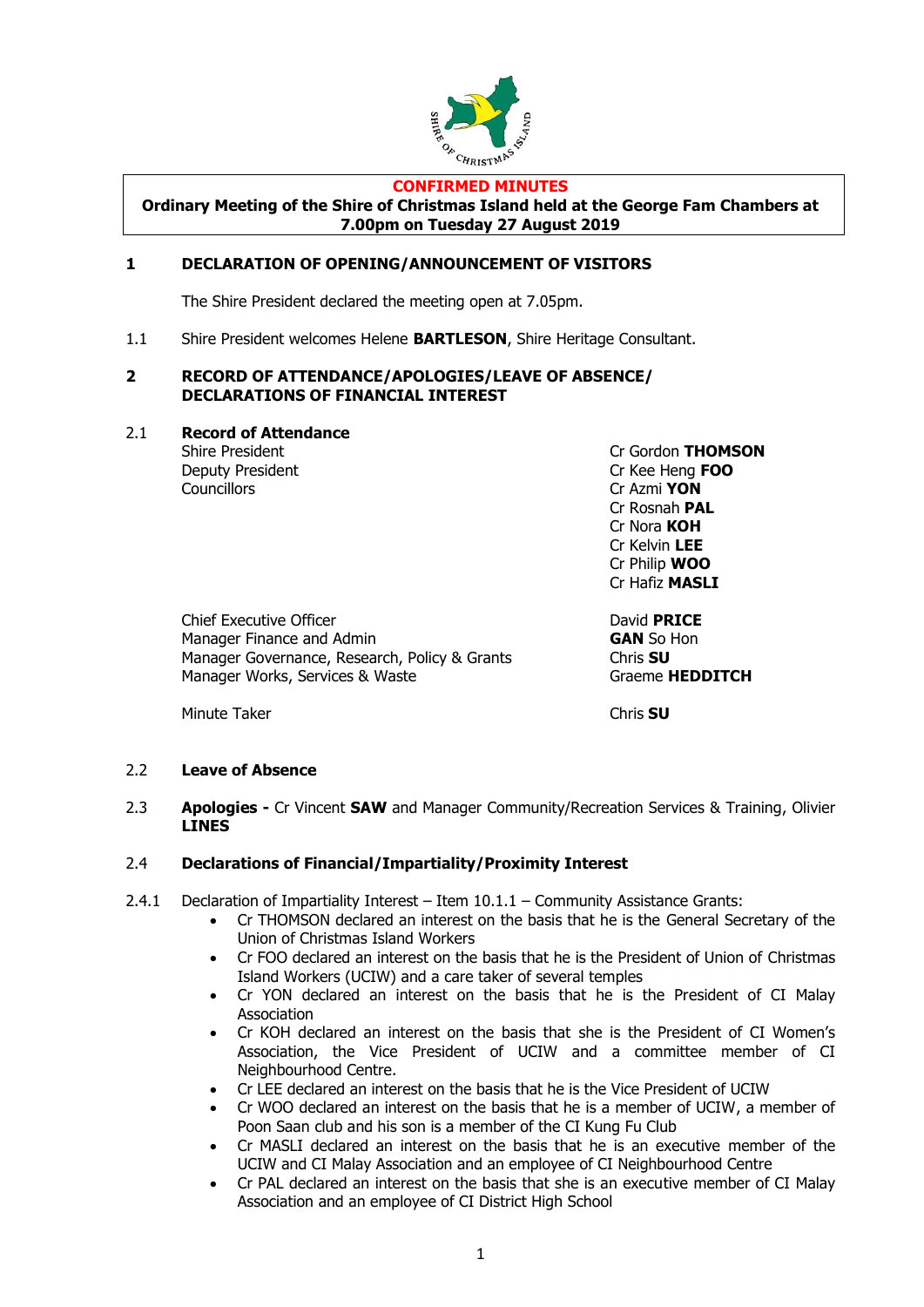**CONFIRMED MINUTES**

**Ordinary Meeting of the Shire of Christmas Island held at the George Fam Chambers at 7.00pm on Tuesday 27 August 2019**

## 1 DECLARATION OF OPENING/ANNOUNCEMENT OF VISITORS

The Shire President declared the meeting open at 7.05pm.

1.1 Shire President welcomes Helene **BARTLESON**, Shire Heritage Consultant.

## 2 RECORD OF ATTENDANCE/APOLOGIES/LEAVE OF ABSENCE/ DECLARATIONS OF FINANCIAL INTEREST

### 2.1 Record of Attendance

| | |
|---|---|
| Shire President | Cr Gordon **THOMSON** |
| Deputy President | Cr Kee Heng **FOO** |
| Councillors | Cr Azmi **YON** |
| | Cr Rosnah **PAL** |
| | Cr Nora **KOH** |
| | Cr Kelvin **LEE** |
| | Cr Philip **WOO** |
| | Cr Hafiz **MASLI** |
| Chief Executive Officer | David **PRICE** |
| Manager Finance and Admin | **GAN** So Hon |
| Manager Governance, Research, Policy & Grants | Chris **SU** |
| Manager Works, Services & Waste | Graeme **HEDDITCH** |
| Minute Taker | Chris **SU** |

### 2.2 Leave of Absence

2.3 **Apologies -** Cr Vincent **SAW** and Manager Community/Recreation Services & Training, Olivier **LINES**

### 2.4 Declarations of Financial/Impartiality/Proximity Interest

2.4.1 Declaration of Impartiality Interest – Item 10.1.1 – Community Assistance Grants:

- Cr THOMSON declared an interest on the basis that he is the General Secretary of the Union of Christmas Island Workers
- Cr FOO declared an interest on the basis that he is the President of Union of Christmas Island Workers (UCIW) and a care taker of several temples
- Cr YON declared an interest on the basis that he is the President of CI Malay Association
- Cr KOH declared an interest on the basis that she is the President of CI Women's Association, the Vice President of UCIW and a committee member of CI Neighbourhood Centre.
- Cr LEE declared an interest on the basis that he is the Vice President of UCIW
- Cr WOO declared an interest on the basis that he is a member of UCIW, a member of Poon Saan club and his son is a member of the CI Kung Fu Club
- Cr MASLI declared an interest on the basis that he is an executive member of the UCIW and CI Malay Association and an employee of CI Neighbourhood Centre
- Cr PAL declared an interest on the basis that she is an executive member of CI Malay Association and an employee of CI District High School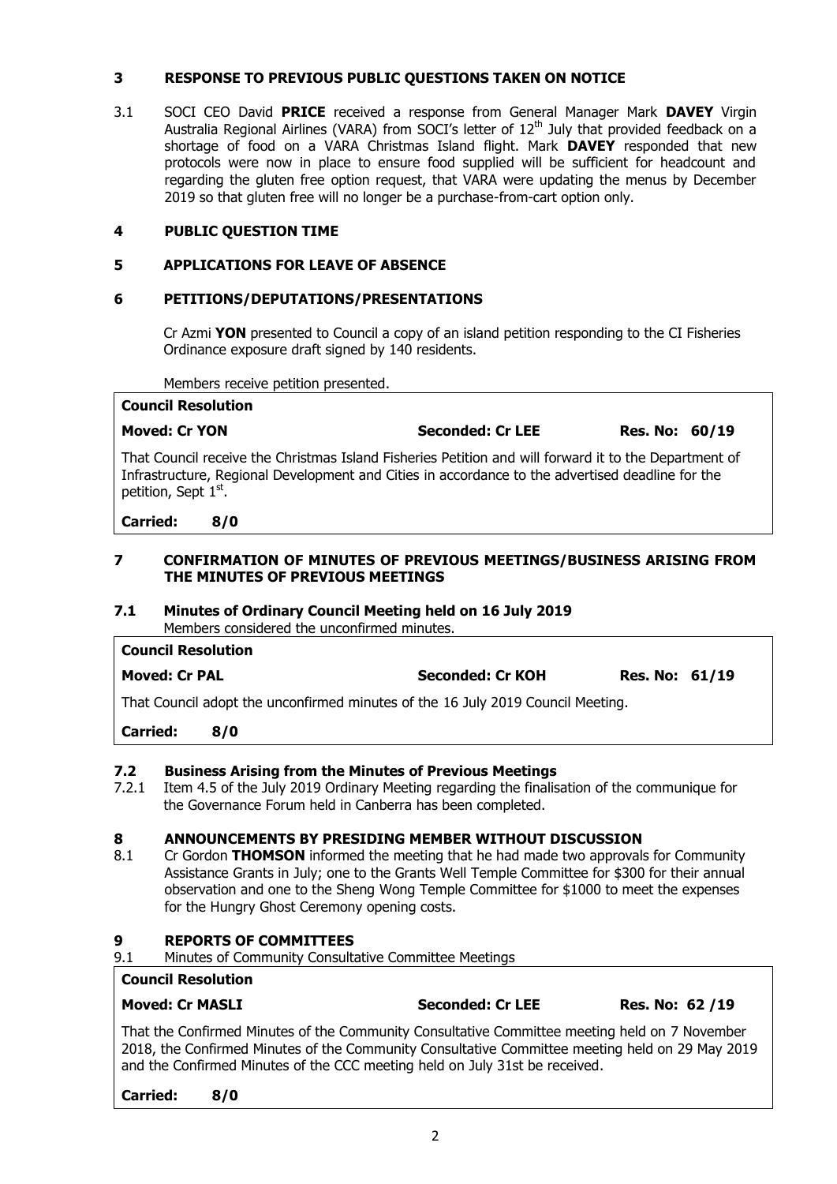## 3 RESPONSE TO PREVIOUS PUBLIC QUESTIONS TAKEN ON NOTICE

3.1 SOCI CEO David **PRICE** received a response from General Manager Mark **DAVEY** Virgin Australia Regional Airlines (VARA) from SOCI's letter of 12th July that provided feedback on a shortage of food on a VARA Christmas Island flight. Mark **DAVEY** responded that new protocols were now in place to ensure food supplied will be sufficient for headcount and regarding the gluten free option request, that VARA were updating the menus by December 2019 so that gluten free will no longer be a purchase-from-cart option only.

## 4 PUBLIC QUESTION TIME

## 5 APPLICATIONS FOR LEAVE OF ABSENCE

## 6 PETITIONS/DEPUTATIONS/PRESENTATIONS

Cr Azmi **YON** presented to Council a copy of an island petition responding to the CI Fisheries Ordinance exposure draft signed by 140 residents.

Members receive petition presented.

**Council Resolution**

**Moved: Cr YON** **Seconded: Cr LEE** **Res. No: 60/19**

That Council receive the Christmas Island Fisheries Petition and will forward it to the Department of Infrastructure, Regional Development and Cities in accordance to the advertised deadline for the petition, Sept 1st.

**Carried: 8/0**

## 7 CONFIRMATION OF MINUTES OF PREVIOUS MEETINGS/BUSINESS ARISING FROM THE MINUTES OF PREVIOUS MEETINGS

### 7.1 Minutes of Ordinary Council Meeting held on 16 July 2019

Members considered the unconfirmed minutes.

**Council Resolution**

**Moved: Cr PAL** **Seconded: Cr KOH** **Res. No: 61/19**

That Council adopt the unconfirmed minutes of the 16 July 2019 Council Meeting.

**Carried: 8/0**

### 7.2 Business Arising from the Minutes of Previous Meetings

7.2.1 Item 4.5 of the July 2019 Ordinary Meeting regarding the finalisation of the communique for the Governance Forum held in Canberra has been completed.

## 8 ANNOUNCEMENTS BY PRESIDING MEMBER WITHOUT DISCUSSION

8.1 Cr Gordon **THOMSON** informed the meeting that he had made two approvals for Community Assistance Grants in July; one to the Grants Well Temple Committee for $300 for their annual observation and one to the Sheng Wong Temple Committee for $1000 to meet the expenses for the Hungry Ghost Ceremony opening costs.

## 9 REPORTS OF COMMITTEES

9.1 Minutes of Community Consultative Committee Meetings

**Council Resolution**

**Moved: Cr MASLI** **Seconded: Cr LEE** **Res. No: 62 /19**

That the Confirmed Minutes of the Community Consultative Committee meeting held on 7 November 2018, the Confirmed Minutes of the Community Consultative Committee meeting held on 29 May 2019 and the Confirmed Minutes of the CCC meeting held on July 31st be received.

**Carried: 8/0**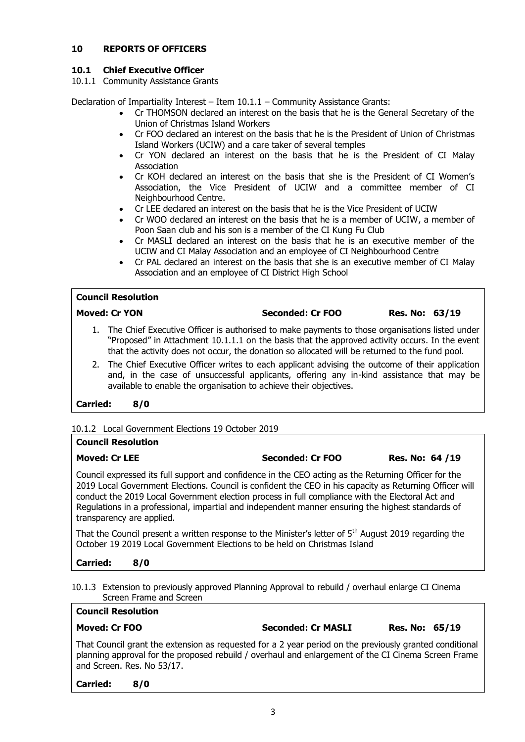## 10 REPORTS OF OFFICERS

### 10.1 Chief Executive Officer

10.1.1 Community Assistance Grants

Declaration of Impartiality Interest – Item 10.1.1 – Community Assistance Grants:

- Cr THOMSON declared an interest on the basis that he is the General Secretary of the Union of Christmas Island Workers
- Cr FOO declared an interest on the basis that he is the President of Union of Christmas Island Workers (UCIW) and a care taker of several temples
- Cr YON declared an interest on the basis that he is the President of CI Malay Association
- Cr KOH declared an interest on the basis that she is the President of CI Women's Association, the Vice President of UCIW and a committee member of CI Neighbourhood Centre.
- Cr LEE declared an interest on the basis that he is the Vice President of UCIW
- Cr WOO declared an interest on the basis that he is a member of UCIW, a member of Poon Saan club and his son is a member of the CI Kung Fu Club
- Cr MASLI declared an interest on the basis that he is an executive member of the UCIW and CI Malay Association and an employee of CI Neighbourhood Centre
- Cr PAL declared an interest on the basis that she is an executive member of CI Malay Association and an employee of CI District High School

**Council Resolution**

**Moved: Cr YON** **Seconded: Cr FOO** **Res. No: 63/19**

1. The Chief Executive Officer is authorised to make payments to those organisations listed under "Proposed" in Attachment 10.1.1.1 on the basis that the approved activity occurs. In the event that the activity does not occur, the donation so allocated will be returned to the fund pool.
2. The Chief Executive Officer writes to each applicant advising the outcome of their application and, in the case of unsuccessful applicants, offering any in-kind assistance that may be available to enable the organisation to achieve their objectives.

**Carried: 8/0**

10.1.2 Local Government Elections 19 October 2019

**Council Resolution**

**Moved: Cr LEE** **Seconded: Cr FOO** **Res. No: 64 /19**

Council expressed its full support and confidence in the CEO acting as the Returning Officer for the 2019 Local Government Elections. Council is confident the CEO in his capacity as Returning Officer will conduct the 2019 Local Government election process in full compliance with the Electoral Act and Regulations in a professional, impartial and independent manner ensuring the highest standards of transparency are applied.

That the Council present a written response to the Minister's letter of 5th August 2019 regarding the October 19 2019 Local Government Elections to be held on Christmas Island

**Carried: 8/0**

10.1.3 Extension to previously approved Planning Approval to rebuild / overhaul enlarge CI Cinema Screen Frame and Screen

**Council Resolution**

**Moved: Cr FOO** **Seconded: Cr MASLI** **Res. No: 65/19**

That Council grant the extension as requested for a 2 year period on the previously granted conditional planning approval for the proposed rebuild / overhaul and enlargement of the CI Cinema Screen Frame and Screen. Res. No 53/17.

**Carried: 8/0**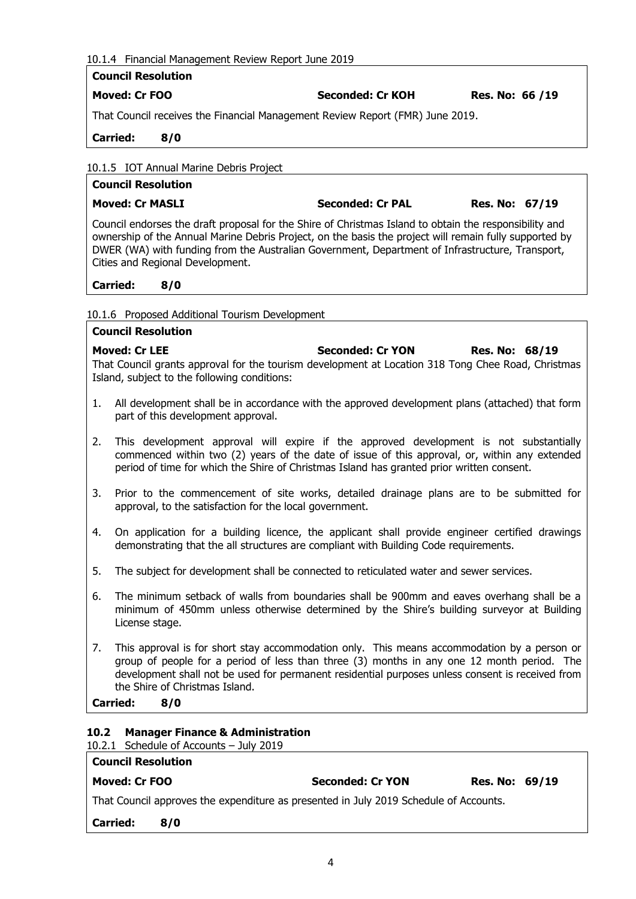10.1.4 Financial Management Review Report June 2019

**Council Resolution**

**Moved: Cr FOO** **Seconded: Cr KOH** **Res. No: 66 /19**

That Council receives the Financial Management Review Report (FMR) June 2019.

**Carried: 8/0**

10.1.5 IOT Annual Marine Debris Project

**Council Resolution**

**Moved: Cr MASLI** **Seconded: Cr PAL** **Res. No: 67/19**

Council endorses the draft proposal for the Shire of Christmas Island to obtain the responsibility and ownership of the Annual Marine Debris Project, on the basis the project will remain fully supported by DWER (WA) with funding from the Australian Government, Department of Infrastructure, Transport, Cities and Regional Development.

**Carried: 8/0**

10.1.6 Proposed Additional Tourism Development

**Council Resolution**

**Moved: Cr LEE** **Seconded: Cr YON** **Res. No: 68/19**

That Council grants approval for the tourism development at Location 318 Tong Chee Road, Christmas Island, subject to the following conditions:

1. All development shall be in accordance with the approved development plans (attached) that form part of this development approval.
2. This development approval will expire if the approved development is not substantially commenced within two (2) years of the date of issue of this approval, or, within any extended period of time for which the Shire of Christmas Island has granted prior written consent.
3. Prior to the commencement of site works, detailed drainage plans are to be submitted for approval, to the satisfaction for the local government.
4. On application for a building licence, the applicant shall provide engineer certified drawings demonstrating that the all structures are compliant with Building Code requirements.
5. The subject for development shall be connected to reticulated water and sewer services.
6. The minimum setback of walls from boundaries shall be 900mm and eaves overhang shall be a minimum of 450mm unless otherwise determined by the Shire's building surveyor at Building License stage.
7. This approval is for short stay accommodation only. This means accommodation by a person or group of people for a period of less than three (3) months in any one 12 month period. The development shall not be used for permanent residential purposes unless consent is received from the Shire of Christmas Island.

**Carried: 8/0**

### 10.2 Manager Finance & Administration

10.2.1 Schedule of Accounts – July 2019

**Council Resolution**

**Moved: Cr FOO** **Seconded: Cr YON** **Res. No: 69/19**

That Council approves the expenditure as presented in July 2019 Schedule of Accounts.

**Carried: 8/0**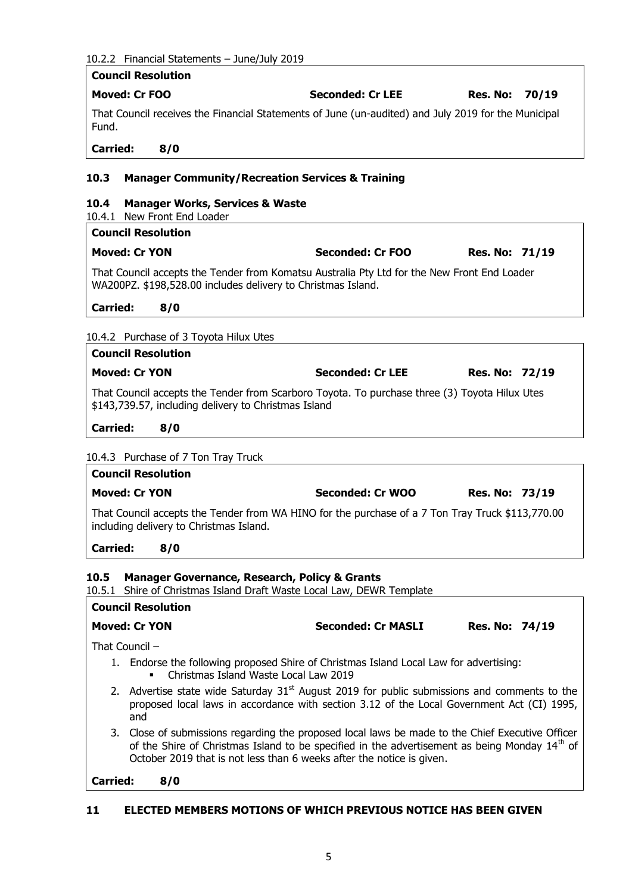10.2.2 Financial Statements – June/July 2019

**Council Resolution**

**Moved: Cr FOO** **Seconded: Cr LEE** **Res. No: 70/19**

That Council receives the Financial Statements of June (un-audited) and July 2019 for the Municipal Fund.

**Carried: 8/0**

### 10.3 Manager Community/Recreation Services & Training

### 10.4 Manager Works, Services & Waste

10.4.1 New Front End Loader

**Council Resolution**

**Moved: Cr YON** **Seconded: Cr FOO** **Res. No: 71/19**

That Council accepts the Tender from Komatsu Australia Pty Ltd for the New Front End Loader WA200PZ. $198,528.00 includes delivery to Christmas Island.

**Carried: 8/0**

10.4.2 Purchase of 3 Toyota Hilux Utes

**Council Resolution**

**Moved: Cr YON** **Seconded: Cr LEE** **Res. No: 72/19**

That Council accepts the Tender from Scarboro Toyota. To purchase three (3) Toyota Hilux Utes $143,739.57, including delivery to Christmas Island

**Carried: 8/0**

10.4.3 Purchase of 7 Ton Tray Truck

**Council Resolution**

**Moved: Cr YON** **Seconded: Cr WOO** **Res. No: 73/19**

That Council accepts the Tender from WA HINO for the purchase of a 7 Ton Tray Truck $113,770.00 including delivery to Christmas Island.

**Carried: 8/0**

### 10.5 Manager Governance, Research, Policy & Grants

10.5.1 Shire of Christmas Island Draft Waste Local Law, DEWR Template

**Council Resolution**

**Moved: Cr YON** **Seconded: Cr MASLI** **Res. No: 74/19**

That Council –

1. Endorse the following proposed Shire of Christmas Island Local Law for advertising:
   - Christmas Island Waste Local Law 2019
2. Advertise state wide Saturday 31st August 2019 for public submissions and comments to the proposed local laws in accordance with section 3.12 of the Local Government Act (CI) 1995, and
3. Close of submissions regarding the proposed local laws be made to the Chief Executive Officer of the Shire of Christmas Island to be specified in the advertisement as being Monday 14th of October 2019 that is not less than 6 weeks after the notice is given.

**Carried: 8/0**

## 11 ELECTED MEMBERS MOTIONS OF WHICH PREVIOUS NOTICE HAS BEEN GIVEN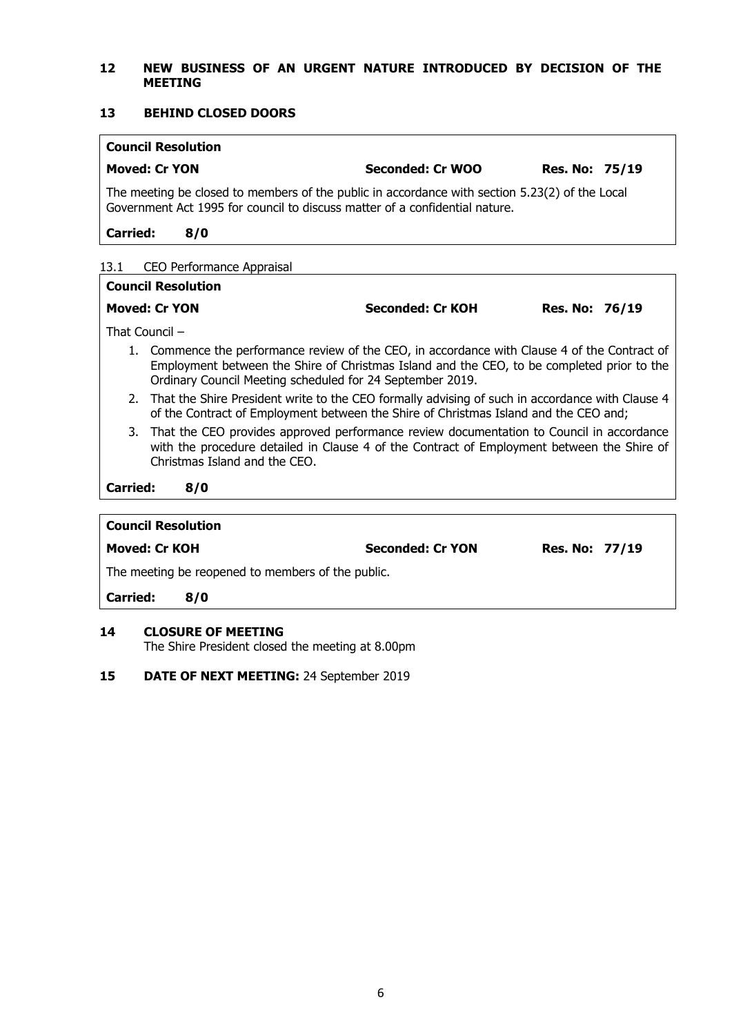## 12 NEW BUSINESS OF AN URGENT NATURE INTRODUCED BY DECISION OF THE MEETING

## 13 BEHIND CLOSED DOORS

**Council Resolution**

**Moved: Cr YON** | **Seconded: Cr WOO** | **Res. No: 75/19**

The meeting be closed to members of the public in accordance with section 5.23(2) of the Local Government Act 1995 for council to discuss matter of a confidential nature.

**Carried: 8/0**

### 13.1 CEO Performance Appraisal

**Council Resolution**

**Moved: Cr YON** | **Seconded: Cr KOH** | **Res. No: 76/19**

That Council –

1. Commence the performance review of the CEO, in accordance with Clause 4 of the Contract of Employment between the Shire of Christmas Island and the CEO, to be completed prior to the Ordinary Council Meeting scheduled for 24 September 2019.
2. That the Shire President write to the CEO formally advising of such in accordance with Clause 4 of the Contract of Employment between the Shire of Christmas Island and the CEO and;
3. That the CEO provides approved performance review documentation to Council in accordance with the procedure detailed in Clause 4 of the Contract of Employment between the Shire of Christmas Island and the CEO.

**Carried: 8/0**

**Council Resolution**

**Moved: Cr KOH** | **Seconded: Cr YON** | **Res. No: 77/19**

The meeting be reopened to members of the public.

**Carried: 8/0**

## 14 CLOSURE OF MEETING

The Shire President closed the meeting at 8.00pm

## 15 DATE OF NEXT MEETING: 24 September 2019